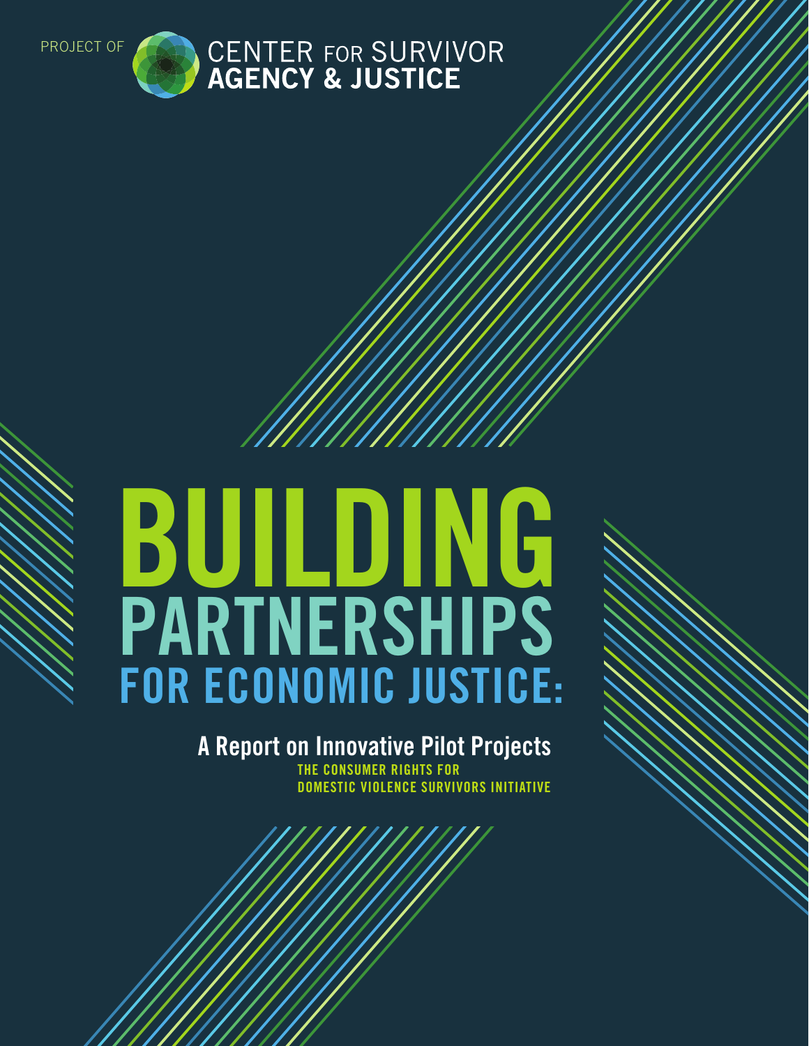PROJECT OF CENTER FOR SURVIVOR AGENCY & JUSTICE

# BUILDING PARTNERSHIPS FOR ECONOMIC JUSTICE:

## A Report on Innovative Pilot Projects

THE CONSUMER RIGHTS FOR DOMESTIC VIOLENCE SURVIVORS INITIATIVE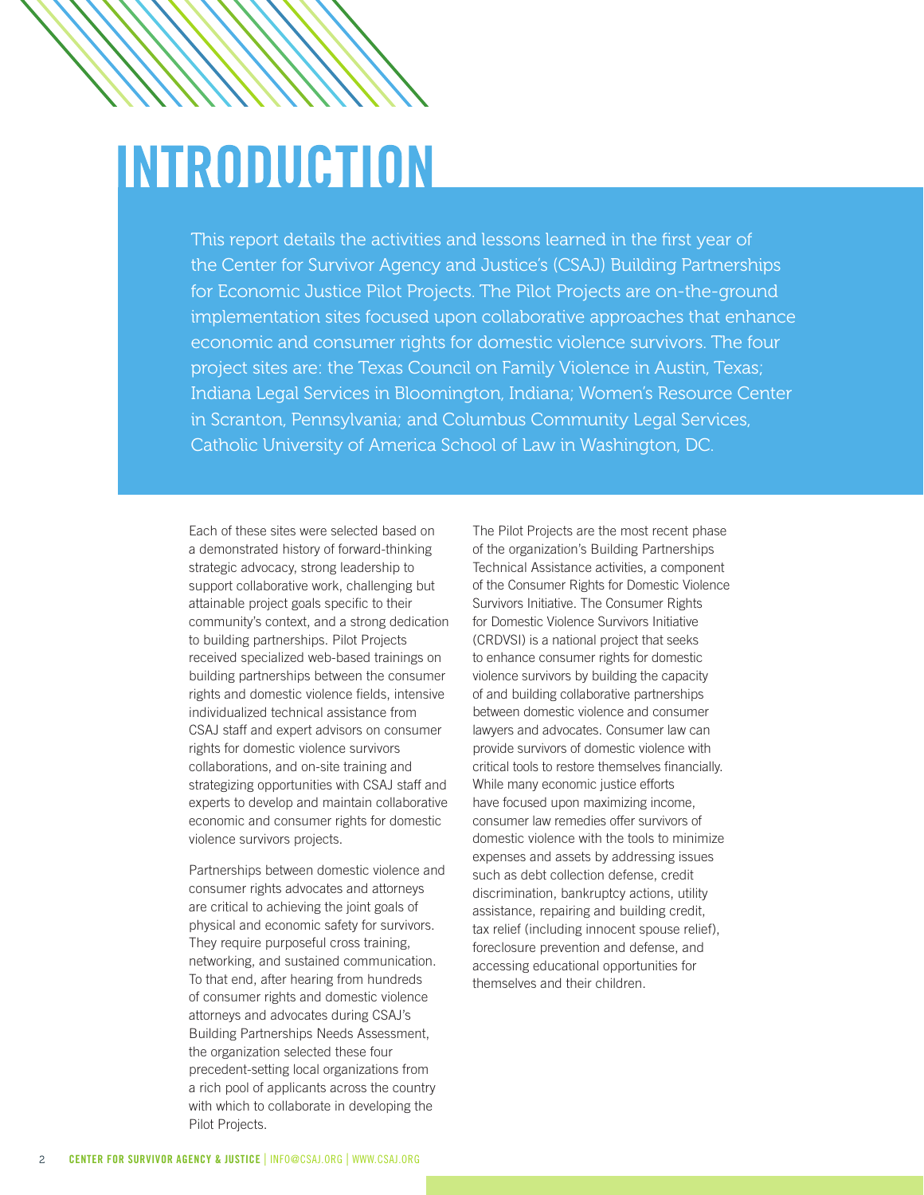# INTRODUCTION

This report details the activities and lessons learned in the first year of the Center for Survivor Agency and Justice's (CSAJ) Building Partnerships for Economic Justice Pilot Projects. The Pilot Projects are on-the-ground implementation sites focused upon collaborative approaches that enhance economic and consumer rights for domestic violence survivors. The four project sites are: the Texas Council on Family Violence in Austin, Texas; Indiana Legal Services in Bloomington, Indiana; Women's Resource Center in Scranton, Pennsylvania; and Columbus Community Legal Services, Catholic University of America School of Law in Washington, DC.

Each of these sites were selected based on a demonstrated history of forward-thinking strategic advocacy, strong leadership to support collaborative work, challenging but attainable project goals specific to their community's context, and a strong dedication to building partnerships. Pilot Projects received specialized web-based trainings on building partnerships between the consumer rights and domestic violence fields, intensive individualized technical assistance from CSAJ staff and expert advisors on consumer rights for domestic violence survivors collaborations, and on-site training and strategizing opportunities with CSAJ staff and experts to develop and maintain collaborative economic and consumer rights for domestic violence survivors projects.

Partnerships between domestic violence and consumer rights advocates and attorneys are critical to achieving the joint goals of physical and economic safety for survivors. They require purposeful cross training, networking, and sustained communication. To that end, after hearing from hundreds of consumer rights and domestic violence attorneys and advocates during CSAJ's Building Partnerships Needs Assessment, the organization selected these four precedent-setting local organizations from a rich pool of applicants across the country with which to collaborate in developing the Pilot Projects.

The Pilot Projects are the most recent phase of the organization's Building Partnerships Technical Assistance activities, a component of the Consumer Rights for Domestic Violence Survivors Initiative. The Consumer Rights for Domestic Violence Survivors Initiative (CRDVSI) is a national project that seeks to enhance consumer rights for domestic violence survivors by building the capacity of and building collaborative partnerships between domestic violence and consumer lawyers and advocates. Consumer law can provide survivors of domestic violence with critical tools to restore themselves financially. While many economic justice efforts have focused upon maximizing income, consumer law remedies offer survivors of domestic violence with the tools to minimize expenses and assets by addressing issues such as debt collection defense, credit discrimination, bankruptcy actions, utility assistance, repairing and building credit, tax relief (including innocent spouse relief), foreclosure prevention and defense, and accessing educational opportunities for themselves and their children.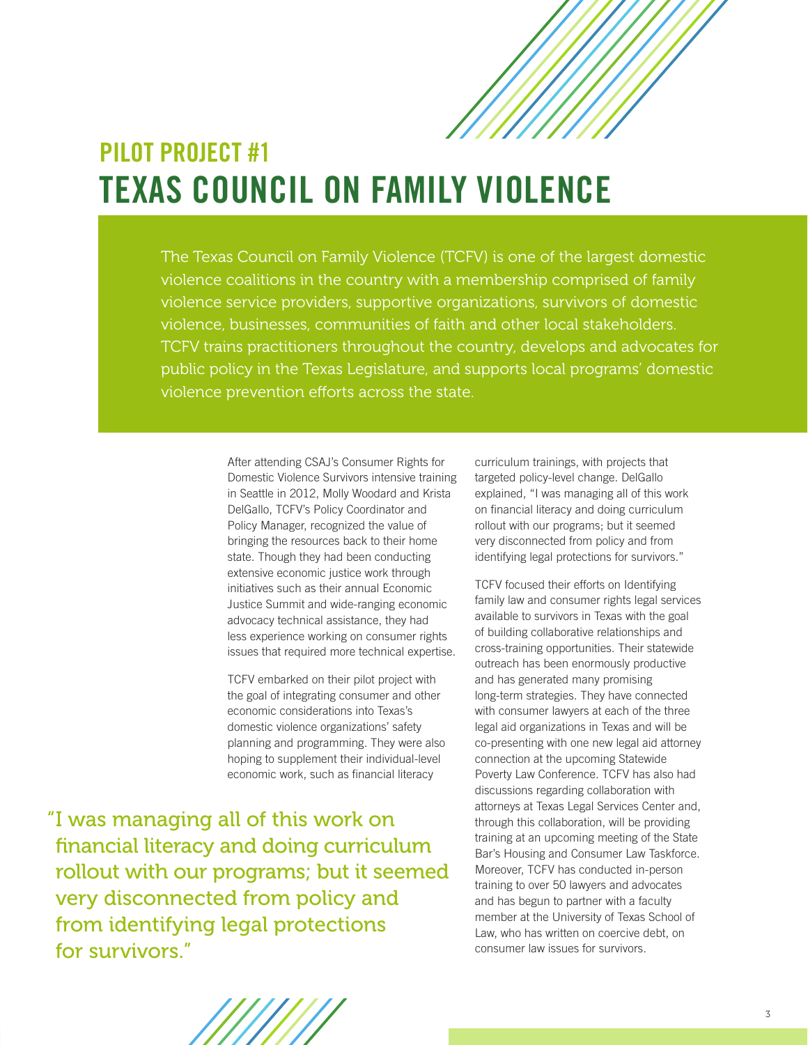## PILOT PROJECT #1

# TEXAS COUNCIL ON FAMILY VIOLENCE

The Texas Council on Family Violence (TCFV) is one of the largest domestic violence coalitions in the country with a membership comprised of family violence service providers, supportive organizations, survivors of domestic violence, businesses, communities of faith and other local stakeholders. TCFV trains practitioners throughout the country, develops and advocates for public policy in the Texas Legislature, and supports local programs' domestic violence prevention efforts across the state.

After attending CSAJ's Consumer Rights for Domestic Violence Survivors intensive training in Seattle in 2012, Molly Woodard and Krista DelGallo, TCFV's Policy Coordinator and Policy Manager, recognized the value of bringing the resources back to their home state. Though they had been conducting extensive economic justice work through initiatives such as their annual Economic Justice Summit and wide-ranging economic advocacy technical assistance, they had less experience working on consumer rights issues that required more technical expertise.

TCFV embarked on their pilot project with the goal of integrating consumer and other economic considerations into Texas's domestic violence organizations' safety planning and programming. They were also hoping to supplement their individual-level economic work, such as financial literacy curriculum trainings, with projects that targeted policy-level change. DelGallo explained, "I was managing all of this work on financial literacy and doing curriculum rollout with our programs; but it seemed very disconnected from policy and from identifying legal protections for survivors."

> "I was managing all of this work on financial literacy and doing curriculum rollout with our programs; but it seemed very disconnected from policy and from identifying legal protections for survivors."

TCFV focused their efforts on Identifying family law and consumer rights legal services available to survivors in Texas with the goal of building collaborative relationships and cross-training opportunities. Their statewide outreach has been enormously productive and has generated many promising long-term strategies. They have connected with consumer lawyers at each of the three legal aid organizations in Texas and will be co-presenting with one new legal aid attorney connection at the upcoming Statewide Poverty Law Conference. TCFV has also had discussions regarding collaboration with attorneys at Texas Legal Services Center and, through this collaboration, will be providing training at an upcoming meeting of the State Bar's Housing and Consumer Law Taskforce. Moreover, TCFV has conducted in-person training to over 50 lawyers and advocates and has begun to partner with a faculty member at the University of Texas School of Law, who has written on coercive debt, on consumer law issues for survivors.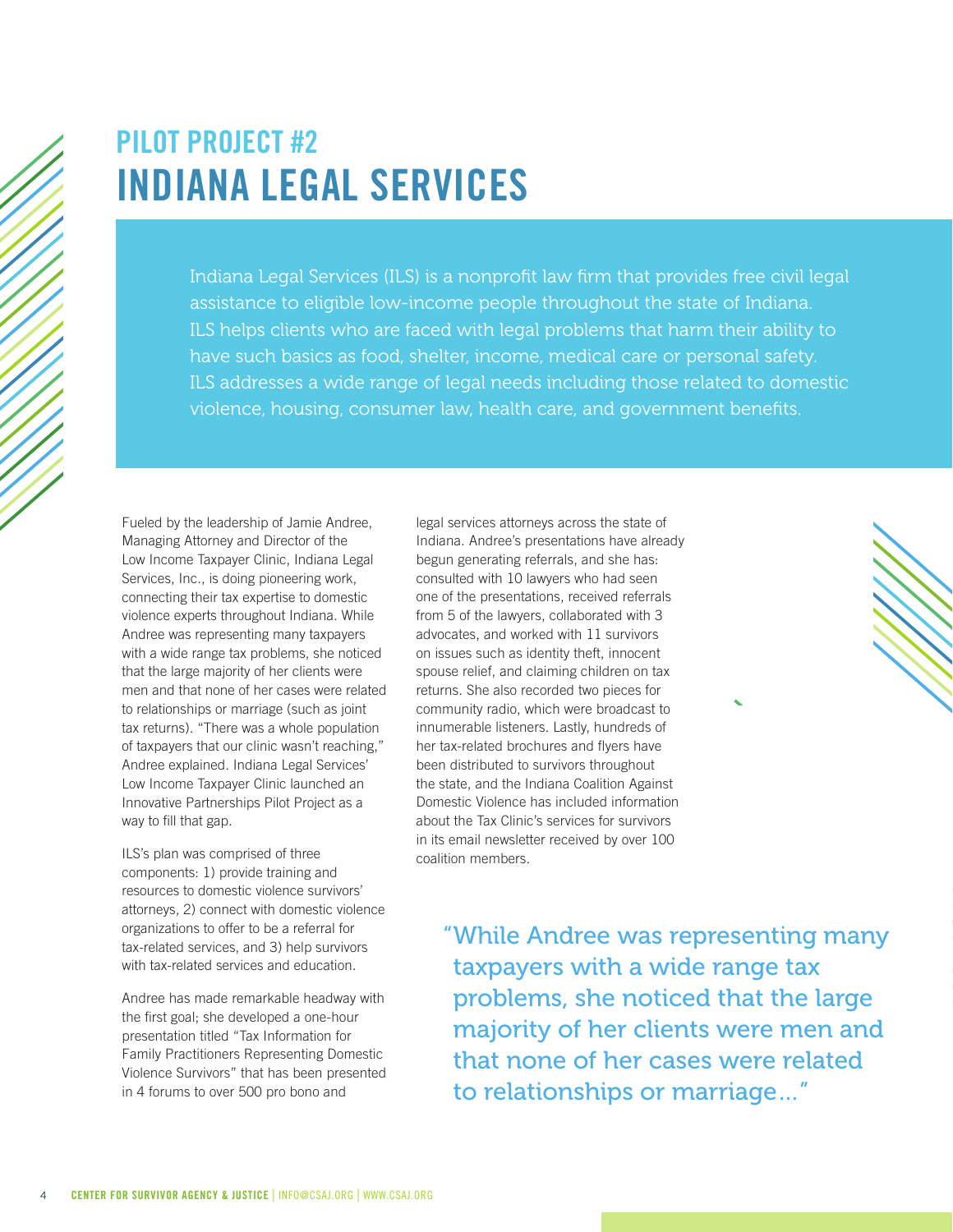## PILOT PROJECT #2

# INDIANA LEGAL SERVICES

Indiana Legal Services (ILS) is a nonprofit law firm that provides free civil legal assistance to eligible low-income people throughout the state of Indiana. ILS helps clients who are faced with legal problems that harm their ability to have such basics as food, shelter, income, medical care or personal safety. ILS addresses a wide range of legal needs including those related to domestic violence, housing, consumer law, health care, and government benefits.

Fueled by the leadership of Jamie Andree, Managing Attorney and Director of the Low Income Taxpayer Clinic, Indiana Legal Services, Inc., is doing pioneering work, connecting their tax expertise to domestic violence experts throughout Indiana. While Andree was representing many taxpayers with a wide range tax problems, she noticed that the large majority of her clients were men and that none of her cases were related to relationships or marriage (such as joint tax returns). "There was a whole population of taxpayers that our clinic wasn't reaching," Andree explained. Indiana Legal Services' Low Income Taxpayer Clinic launched an Innovative Partnerships Pilot Project as a way to fill that gap.

ILS's plan was comprised of three components: 1) provide training and resources to domestic violence survivors' attorneys, 2) connect with domestic violence organizations to offer to be a referral for tax-related services, and 3) help survivors with tax-related services and education.

Andree has made remarkable headway with the first goal; she developed a one-hour presentation titled "Tax Information for Family Practitioners Representing Domestic Violence Survivors" that has been presented in 4 forums to over 500 pro bono and legal services attorneys across the state of Indiana. Andree's presentations have already begun generating referrals, and she has: consulted with 10 lawyers who had seen one of the presentations, received referrals from 5 of the lawyers, collaborated with 3 advocates, and worked with 11 survivors on issues such as identity theft, innocent spouse relief, and claiming children on tax returns. She also recorded two pieces for community radio, which were broadcast to innumerable listeners. Lastly, hundreds of her tax-related brochures and flyers have been distributed to survivors throughout the state, and the Indiana Coalition Against Domestic Violence has included information about the Tax Clinic's services for survivors in its email newsletter received by over 100 coalition members.

> "While Andree was representing many taxpayers with a wide range tax problems, she noticed that the large majority of her clients were men and that none of her cases were related to relationships or marriage..."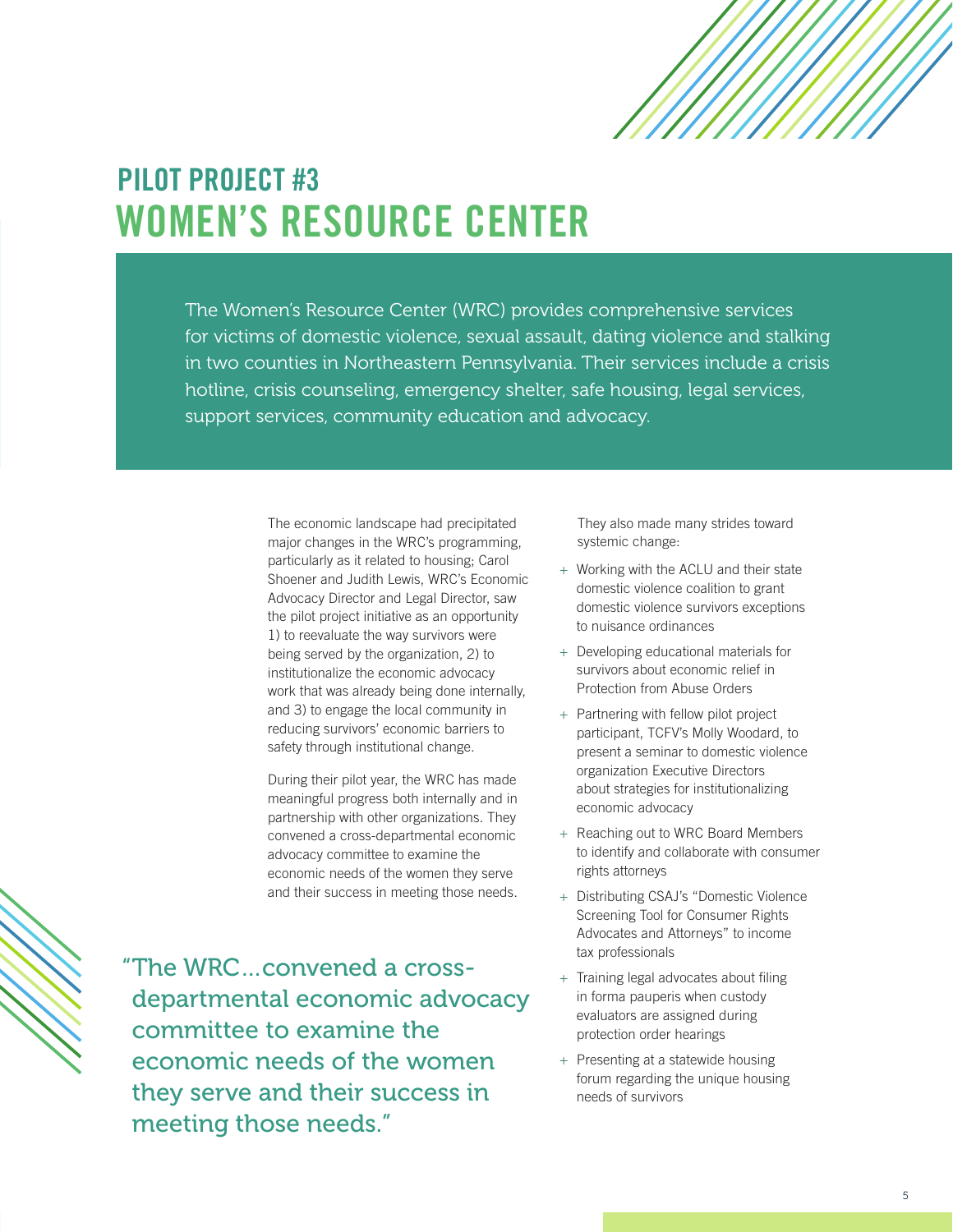## PILOT PROJECT #3

# WOMEN'S RESOURCE CENTER

The Women's Resource Center (WRC) provides comprehensive services for victims of domestic violence, sexual assault, dating violence and stalking in two counties in Northeastern Pennsylvania. Their services include a crisis hotline, crisis counseling, emergency shelter, safe housing, legal services, support services, community education and advocacy.

The economic landscape had precipitated major changes in the WRC's programming, particularly as it related to housing; Carol Shoener and Judith Lewis, WRC's Economic Advocacy Director and Legal Director, saw the pilot project initiative as an opportunity 1) to reevaluate the way survivors were being served by the organization, 2) to institutionalize the economic advocacy work that was already being done internally, and 3) to engage the local community in reducing survivors' economic barriers to safety through institutional change.

During their pilot year, the WRC has made meaningful progress both internally and in partnership with other organizations. They convened a cross-departmental economic advocacy committee to examine the economic needs of the women they serve and their success in meeting those needs.

> "The WRC...convened a cross-departmental economic advocacy committee to examine the economic needs of the women they serve and their success in meeting those needs."

They also made many strides toward systemic change:

+ Working with the ACLU and their state domestic violence coalition to grant domestic violence survivors exceptions to nuisance ordinances
+ Developing educational materials for survivors about economic relief in Protection from Abuse Orders
+ Partnering with fellow pilot project participant, TCFV's Molly Woodard, to present a seminar to domestic violence organization Executive Directors about strategies for institutionalizing economic advocacy
+ Reaching out to WRC Board Members to identify and collaborate with consumer rights attorneys
+ Distributing CSAJ's "Domestic Violence Screening Tool for Consumer Rights Advocates and Attorneys" to income tax professionals
+ Training legal advocates about filing in forma pauperis when custody evaluators are assigned during protection order hearings
+ Presenting at a statewide housing forum regarding the unique housing needs of survivors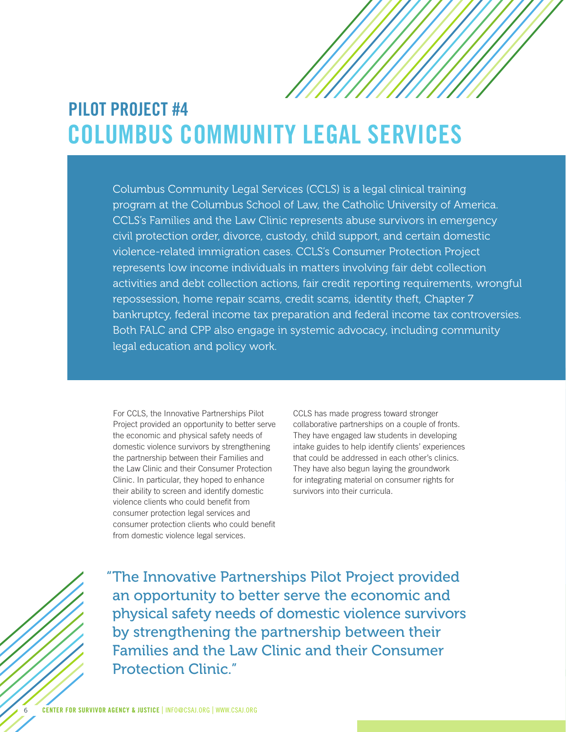## PILOT PROJECT #4

# COLUMBUS COMMUNITY LEGAL SERVICES

Columbus Community Legal Services (CCLS) is a legal clinical training program at the Columbus School of Law, the Catholic University of America. CCLS's Families and the Law Clinic represents abuse survivors in emergency civil protection order, divorce, custody, child support, and certain domestic violence-related immigration cases. CCLS's Consumer Protection Project represents low income individuals in matters involving fair debt collection activities and debt collection actions, fair credit reporting requirements, wrongful repossession, home repair scams, credit scams, identity theft, Chapter 7 bankruptcy, federal income tax preparation and federal income tax controversies. Both FALC and CPP also engage in systemic advocacy, including community legal education and policy work.

For CCLS, the Innovative Partnerships Pilot Project provided an opportunity to better serve the economic and physical safety needs of domestic violence survivors by strengthening the partnership between their Families and the Law Clinic and their Consumer Protection Clinic. In particular, they hoped to enhance their ability to screen and identify domestic violence clients who could benefit from consumer protection legal services and consumer protection clients who could benefit from domestic violence legal services.

CCLS has made progress toward stronger collaborative partnerships on a couple of fronts. They have engaged law students in developing intake guides to help identify clients' experiences that could be addressed in each other's clinics. They have also begun laying the groundwork for integrating material on consumer rights for survivors into their curricula.

> "The Innovative Partnerships Pilot Project provided an opportunity to better serve the economic and physical safety needs of domestic violence survivors by strengthening the partnership between their Families and the Law Clinic and their Consumer Protection Clinic."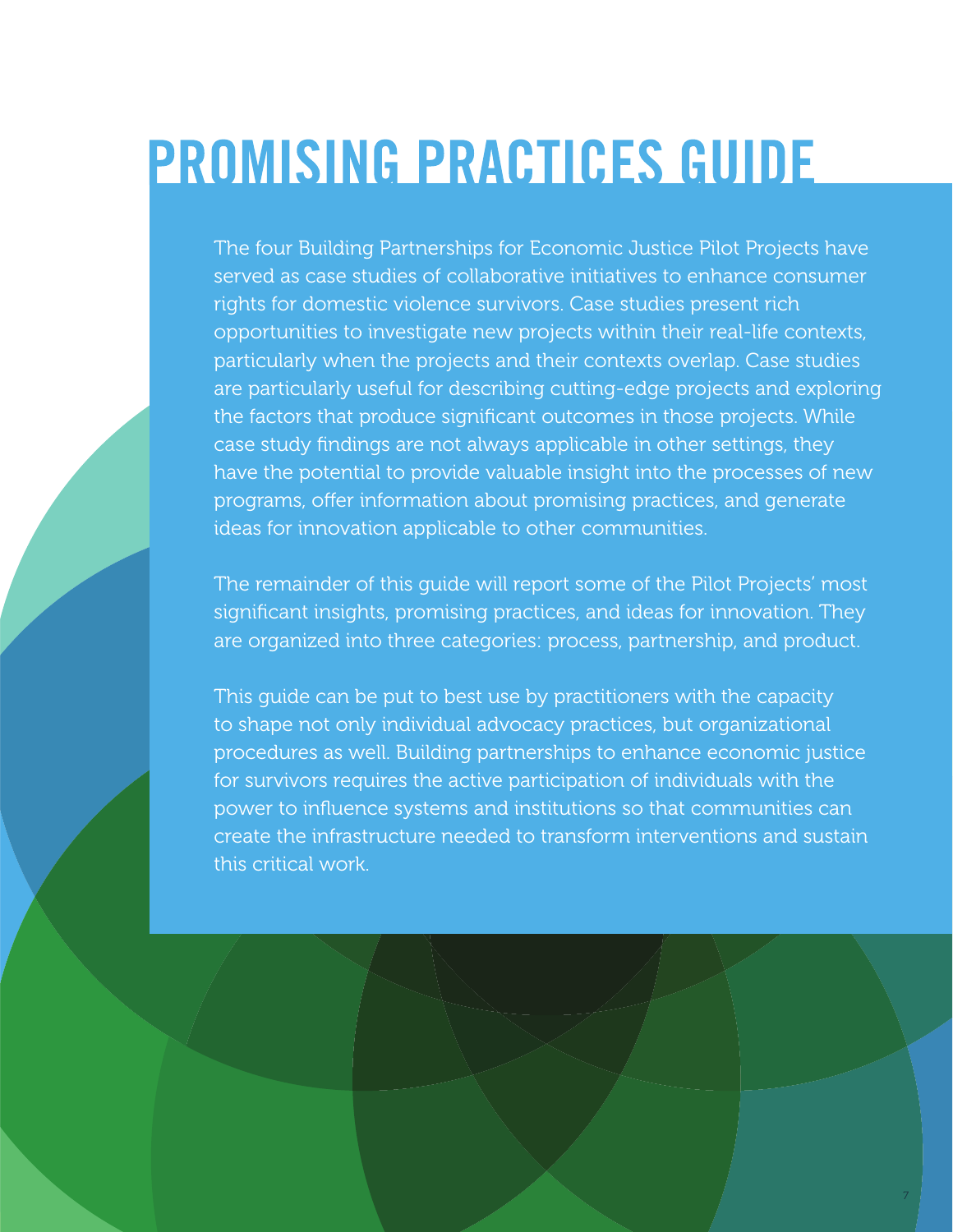# PROMISING PRACTICES GUIDE

The four Building Partnerships for Economic Justice Pilot Projects have served as case studies of collaborative initiatives to enhance consumer rights for domestic violence survivors. Case studies present rich opportunities to investigate new projects within their real-life contexts, particularly when the projects and their contexts overlap. Case studies are particularly useful for describing cutting-edge projects and exploring the factors that produce significant outcomes in those projects. While case study findings are not always applicable in other settings, they have the potential to provide valuable insight into the processes of new programs, offer information about promising practices, and generate ideas for innovation applicable to other communities.

The remainder of this guide will report some of the Pilot Projects' most significant insights, promising practices, and ideas for innovation. They are organized into three categories: process, partnership, and product.

This guide can be put to best use by practitioners with the capacity to shape not only individual advocacy practices, but organizational procedures as well. Building partnerships to enhance economic justice for survivors requires the active participation of individuals with the power to influence systems and institutions so that communities can create the infrastructure needed to transform interventions and sustain this critical work.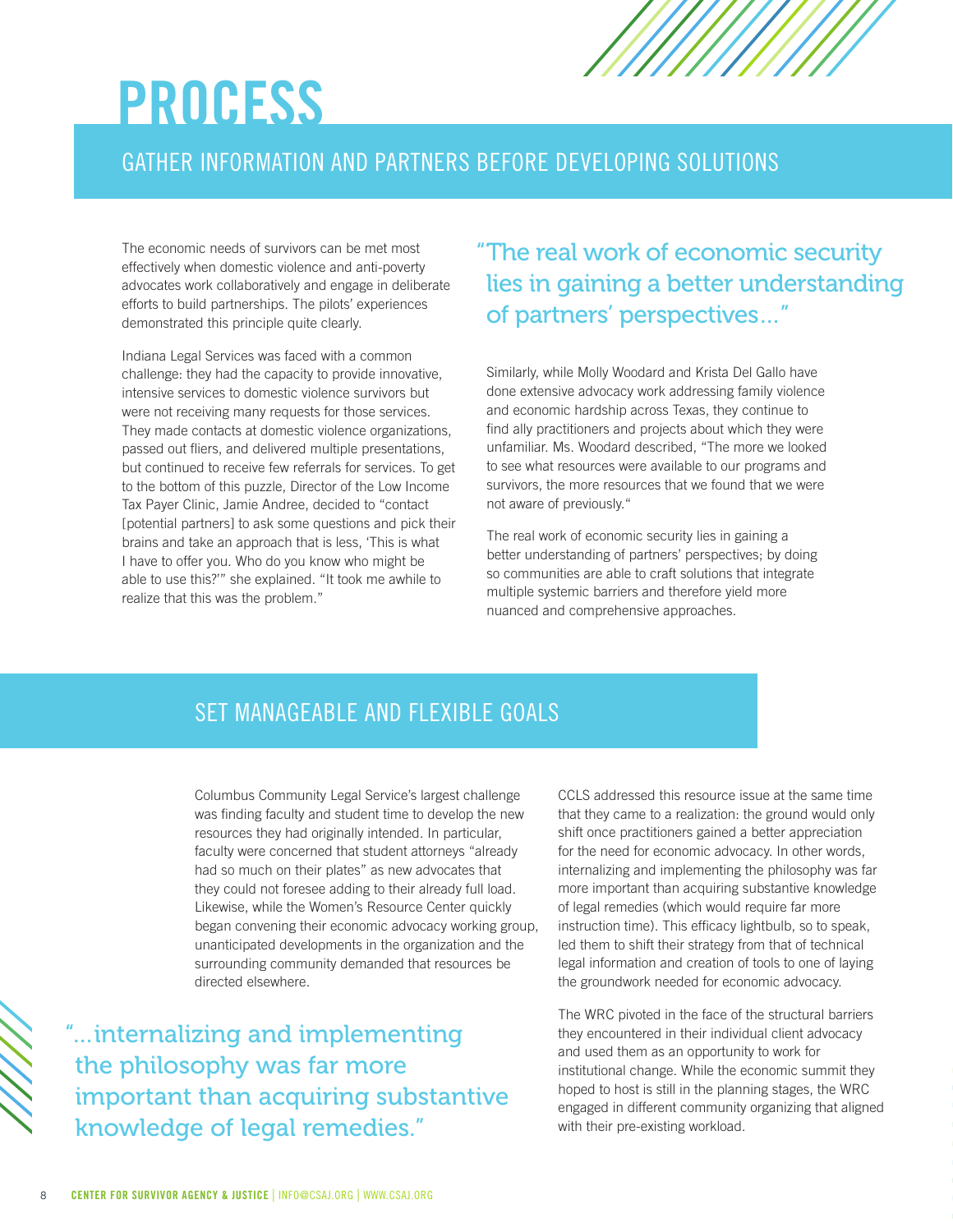# PROCESS

## GATHER INFORMATION AND PARTNERS BEFORE DEVELOPING SOLUTIONS

The economic needs of survivors can be met most effectively when domestic violence and anti-poverty advocates work collaboratively and engage in deliberate efforts to build partnerships. The pilots' experiences demonstrated this principle quite clearly.

Indiana Legal Services was faced with a common challenge: they had the capacity to provide innovative, intensive services to domestic violence survivors but were not receiving many requests for those services. They made contacts at domestic violence organizations, passed out fliers, and delivered multiple presentations, but continued to receive few referrals for services. To get to the bottom of this puzzle, Director of the Low Income Tax Payer Clinic, Jamie Andree, decided to "contact [potential partners] to ask some questions and pick their brains and take an approach that is less, 'This is what I have to offer you. Who do you know who might be able to use this?'" she explained. "It took me awhile to realize that this was the problem."

> "The real work of economic security lies in gaining a better understanding of partners' perspectives..."

Similarly, while Molly Woodard and Krista Del Gallo have done extensive advocacy work addressing family violence and economic hardship across Texas, they continue to find ally practitioners and projects about which they were unfamiliar. Ms. Woodard described, "The more we looked to see what resources were available to our programs and survivors, the more resources that we found that we were not aware of previously."

The real work of economic security lies in gaining a better understanding of partners' perspectives; by doing so communities are able to craft solutions that integrate multiple systemic barriers and therefore yield more nuanced and comprehensive approaches.

## SET MANAGEABLE AND FLEXIBLE GOALS

Columbus Community Legal Service's largest challenge was finding faculty and student time to develop the new resources they had originally intended. In particular, faculty were concerned that student attorneys "already had so much on their plates" as new advocates that they could not foresee adding to their already full load. Likewise, while the Women's Resource Center quickly began convening their economic advocacy working group, unanticipated developments in the organization and the surrounding community demanded that resources be directed elsewhere.

> "...internalizing and implementing the philosophy was far more important than acquiring substantive knowledge of legal remedies."

CCLS addressed this resource issue at the same time that they came to a realization: the ground would only shift once practitioners gained a better appreciation for the need for economic advocacy. In other words, internalizing and implementing the philosophy was far more important than acquiring substantive knowledge of legal remedies (which would require far more instruction time). This efficacy lightbulb, so to speak, led them to shift their strategy from that of technical legal information and creation of tools to one of laying the groundwork needed for economic advocacy.

The WRC pivoted in the face of the structural barriers they encountered in their individual client advocacy and used them as an opportunity to work for institutional change. While the economic summit they hoped to host is still in the planning stages, the WRC engaged in different community organizing that aligned with their pre-existing workload.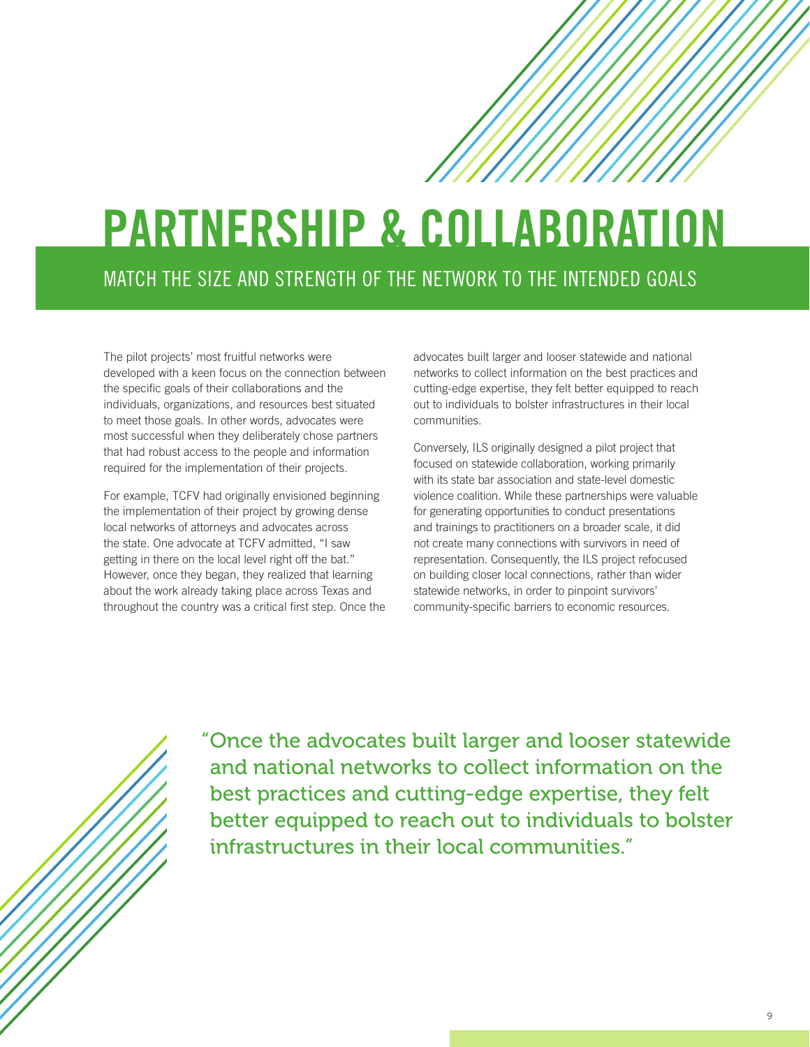# PARTNERSHIP & COLLABORATION

## MATCH THE SIZE AND STRENGTH OF THE NETWORK TO THE INTENDED GOALS

The pilot projects' most fruitful networks were developed with a keen focus on the connection between the specific goals of their collaborations and the individuals, organizations, and resources best situated to meet those goals. In other words, advocates were most successful when they deliberately chose partners that had robust access to the people and information required for the implementation of their projects.

For example, TCFV had originally envisioned beginning the implementation of their project by growing dense local networks of attorneys and advocates across the state. One advocate at TCFV admitted, "I saw getting in there on the local level right off the bat." However, once they began, they realized that learning about the work already taking place across Texas and throughout the country was a critical first step. Once the advocates built larger and looser statewide and national networks to collect information on the best practices and cutting-edge expertise, they felt better equipped to reach out to individuals to bolster infrastructures in their local communities.

Conversely, ILS originally designed a pilot project that focused on statewide collaboration, working primarily with its state bar association and state-level domestic violence coalition. While these partnerships were valuable for generating opportunities to conduct presentations and trainings to practitioners on a broader scale, it did not create many connections with survivors in need of representation. Consequently, the ILS project refocused on building closer local connections, rather than wider statewide networks, in order to pinpoint survivors' community-specific barriers to economic resources.

> "Once the advocates built larger and looser statewide and national networks to collect information on the best practices and cutting-edge expertise, they felt better equipped to reach out to individuals to bolster infrastructures in their local communities."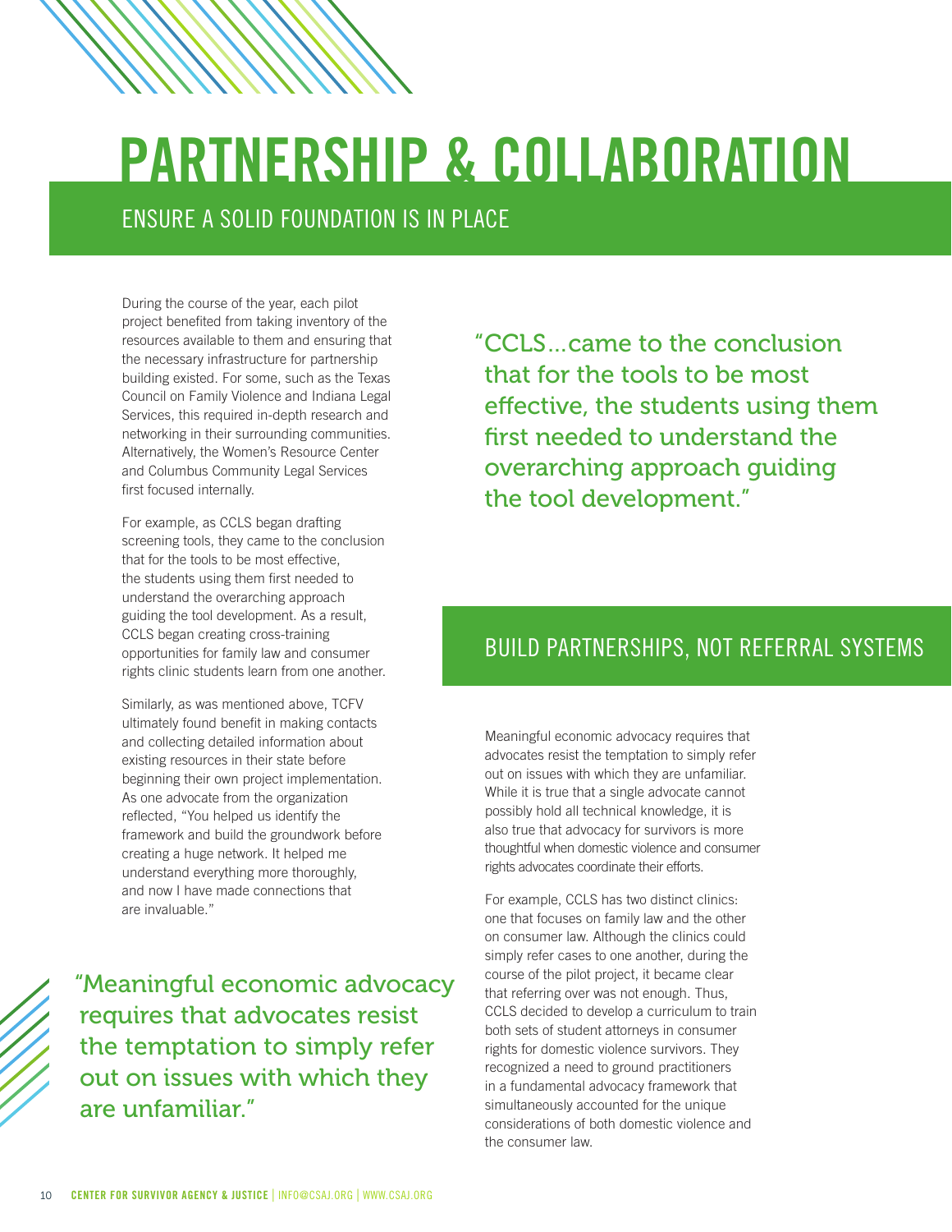# PARTNERSHIP & COLLABORATION

## ENSURE A SOLID FOUNDATION IS IN PLACE

During the course of the year, each pilot project benefited from taking inventory of the resources available to them and ensuring that the necessary infrastructure for partnership building existed. For some, such as the Texas Council on Family Violence and Indiana Legal Services, this required in-depth research and networking in their surrounding communities. Alternatively, the Women's Resource Center and Columbus Community Legal Services first focused internally.

For example, as CCLS began drafting screening tools, they came to the conclusion that for the tools to be most effective, the students using them first needed to understand the overarching approach guiding the tool development. As a result, CCLS began creating cross-training opportunities for family law and consumer rights clinic students learn from one another.

> "CCLS…came to the conclusion that for the tools to be most effective, the students using them first needed to understand the overarching approach guiding the tool development."

Similarly, as was mentioned above, TCFV ultimately found benefit in making contacts and collecting detailed information about existing resources in their state before beginning their own project implementation. As one advocate from the organization reflected, "You helped us identify the framework and build the groundwork before creating a huge network. It helped me understand everything more thoroughly, and now I have made connections that are invaluable."

> "Meaningful economic advocacy requires that advocates resist the temptation to simply refer out on issues with which they are unfamiliar."

## BUILD PARTNERSHIPS, NOT REFERRAL SYSTEMS

Meaningful economic advocacy requires that advocates resist the temptation to simply refer out on issues with which they are unfamiliar. While it is true that a single advocate cannot possibly hold all technical knowledge, it is also true that advocacy for survivors is more thoughtful when domestic violence and consumer rights advocates coordinate their efforts.

For example, CCLS has two distinct clinics: one that focuses on family law and the other on consumer law. Although the clinics could simply refer cases to one another, during the course of the pilot project, it became clear that referring over was not enough. Thus, CCLS decided to develop a curriculum to train both sets of student attorneys in consumer rights for domestic violence survivors. They recognized a need to ground practitioners in a fundamental advocacy framework that simultaneously accounted for the unique considerations of both domestic violence and the consumer law.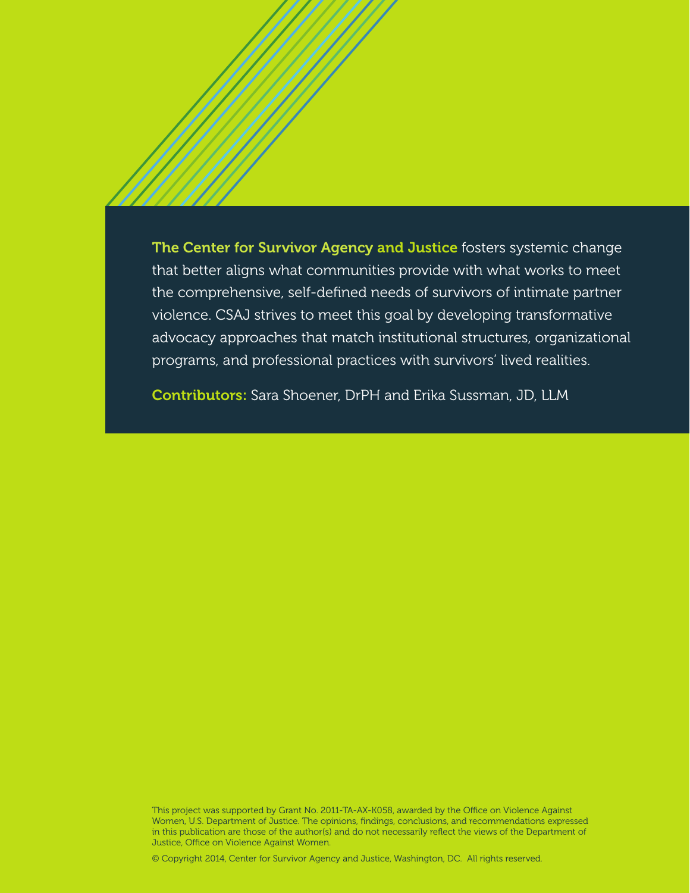**The Center for Survivor Agency and Justice** fosters systemic change that better aligns what communities provide with what works to meet the comprehensive, self-defined needs of survivors of intimate partner violence. CSAJ strives to meet this goal by developing transformative advocacy approaches that match institutional structures, organizational programs, and professional practices with survivors' lived realities.

**Contributors:** Sara Shoener, DrPH and Erika Sussman, JD, LLM

This project was supported by Grant No. 2011-TA-AX-K058, awarded by the Office on Violence Against Women, U.S. Department of Justice. The opinions, findings, conclusions, and recommendations expressed in this publication are those of the author(s) and do not necessarily reflect the views of the Department of Justice, Office on Violence Against Women.

© Copyright 2014, Center for Survivor Agency and Justice, Washington, DC. All rights reserved.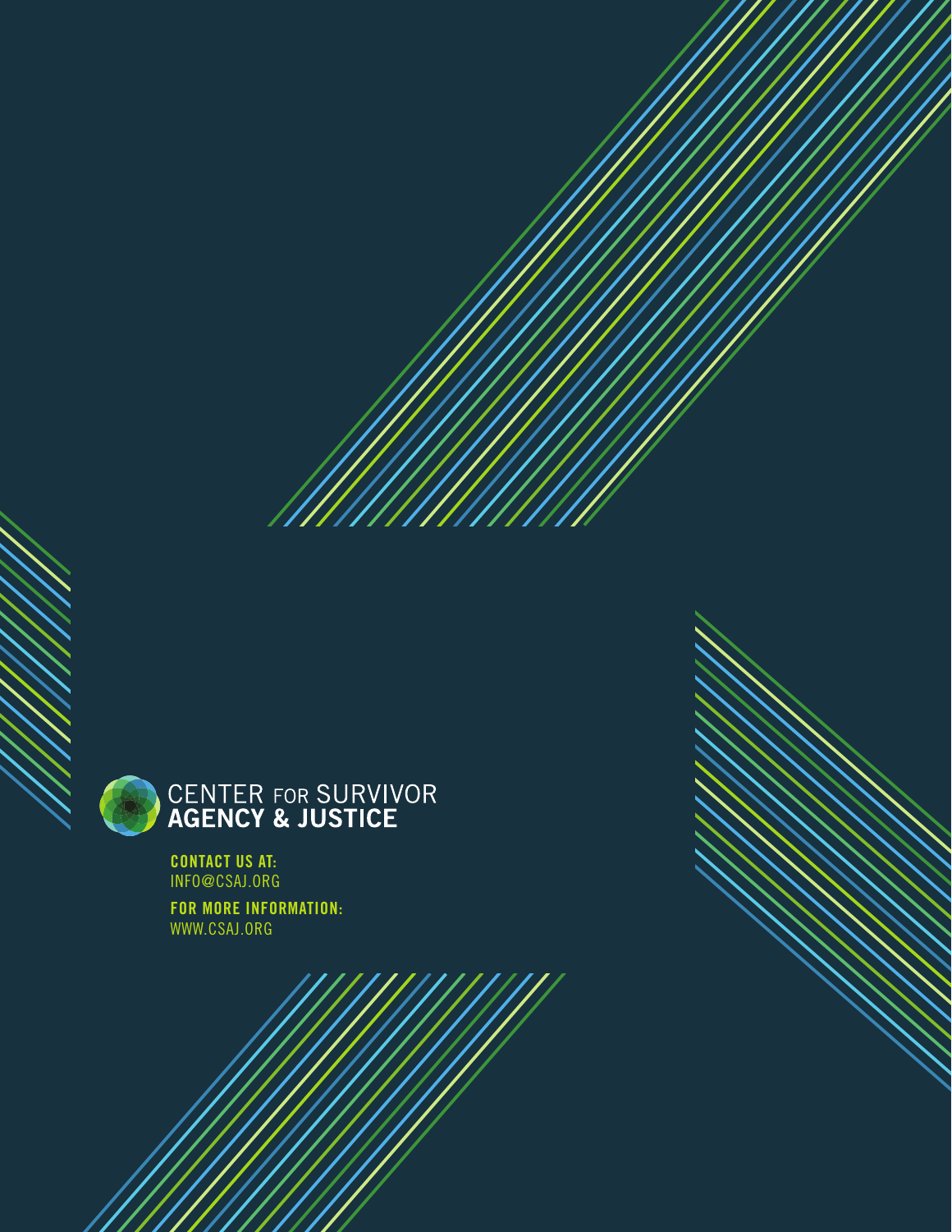CENTER FOR SURVIVOR
**AGENCY & JUSTICE**

**CONTACT US AT:**
INFO@CSAJ.ORG

**FOR MORE INFORMATION:**
WWW.CSAJ.ORG